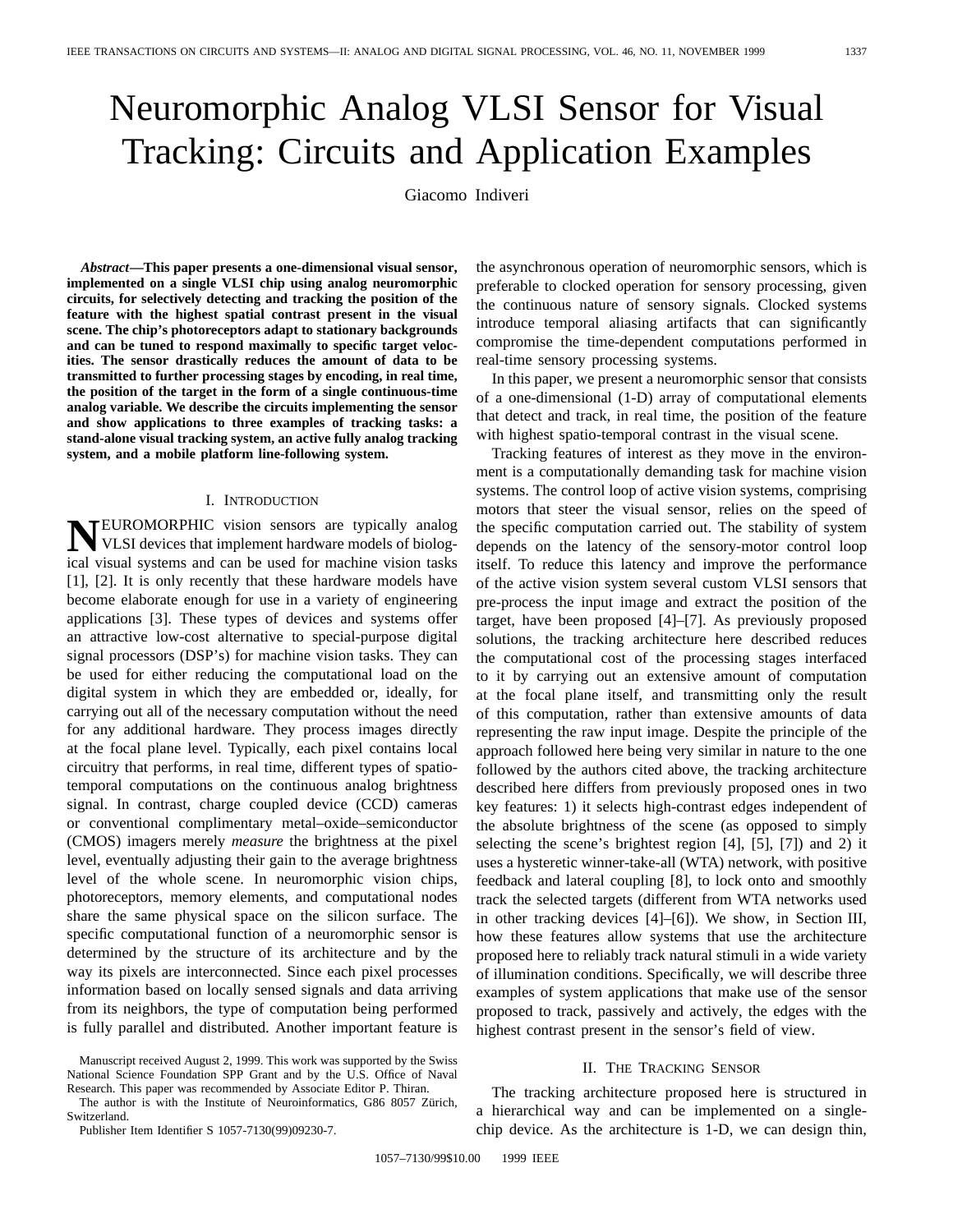# Neuromorphic Analog VLSI Sensor for Visual Tracking: Circuits and Application Examples

Giacomo Indiveri

***Abstract*—This paper presents a one-dimensional visual sensor, implemented on a single VLSI chip using analog neuromorphic circuits, for selectively detecting and tracking the position of the feature with the highest spatial contrast present in the visual scene. The chip's photoreceptors adapt to stationary backgrounds and can be tuned to respond maximally to specific target velocities. The sensor drastically reduces the amount of data to be transmitted to further processing stages by encoding, in real time, the position of the target in the form of a single continuous-time analog variable. We describe the circuits implementing the sensor and show applications to three examples of tracking tasks: a stand-alone visual tracking system, an active fully analog tracking system, and a mobile platform line-following system.**

## I. Introduction

NEUROMORPHIC vision sensors are typically analog VLSI devices that implement hardware models of biological visual systems and can be used for machine vision tasks [1], [2]. It is only recently that these hardware models have become elaborate enough for use in a variety of engineering applications [3]. These types of devices and systems offer an attractive low-cost alternative to special-purpose digital signal processors (DSP's) for machine vision tasks. They can be used for either reducing the computational load on the digital system in which they are embedded or, ideally, for carrying out all of the necessary computation without the need for any additional hardware. They process images directly at the focal plane level. Typically, each pixel contains local circuitry that performs, in real time, different types of spatio-temporal computations on the continuous analog brightness signal. In contrast, charge coupled device (CCD) cameras or conventional complimentary metal–oxide–semiconductor (CMOS) imagers merely *measure* the brightness at the pixel level, eventually adjusting their gain to the average brightness level of the whole scene. In neuromorphic vision chips, photoreceptors, memory elements, and computational nodes share the same physical space on the silicon surface. The specific computational function of a neuromorphic sensor is determined by the structure of its architecture and by the way its pixels are interconnected. Since each pixel processes information based on locally sensed signals and data arriving from its neighbors, the type of computation being performed is fully parallel and distributed. Another important feature is the asynchronous operation of neuromorphic sensors, which is preferable to clocked operation for sensory processing, given the continuous nature of sensory signals. Clocked systems introduce temporal aliasing artifacts that can significantly compromise the time-dependent computations performed in real-time sensory processing systems.

In this paper, we present a neuromorphic sensor that consists of a one-dimensional (1-D) array of computational elements that detect and track, in real time, the position of the feature with highest spatio-temporal contrast in the visual scene.

Tracking features of interest as they move in the environment is a computationally demanding task for machine vision systems. The control loop of active vision systems, comprising motors that steer the visual sensor, relies on the speed of the specific computation carried out. The stability of system depends on the latency of the sensory-motor control loop itself. To reduce this latency and improve the performance of the active vision system several custom VLSI sensors that pre-process the input image and extract the position of the target, have been proposed [4]–[7]. As previously proposed solutions, the tracking architecture here described reduces the computational cost of the processing stages interfaced to it by carrying out an extensive amount of computation at the focal plane itself, and transmitting only the result of this computation, rather than extensive amounts of data representing the raw input image. Despite the principle of the approach followed here being very similar in nature to the one followed by the authors cited above, the tracking architecture described here differs from previously proposed ones in two key features: 1) it selects high-contrast edges independent of the absolute brightness of the scene (as opposed to simply selecting the scene's brightest region [4], [5], [7]) and 2) it uses a hysteretic winner-take-all (WTA) network, with positive feedback and lateral coupling [8], to lock onto and smoothly track the selected targets (different from WTA networks used in other tracking devices [4]–[6]). We show, in Section III, how these features allow systems that use the architecture proposed here to reliably track natural stimuli in a wide variety of illumination conditions. Specifically, we will describe three examples of system applications that make use of the sensor proposed to track, passively and actively, the edges with the highest contrast present in the sensor's field of view.

## II. The Tracking Sensor

The tracking architecture proposed here is structured in a hierarchical way and can be implemented on a single-chip device. As the architecture is 1-D, we can design thin,

Manuscript received August 2, 1999. This work was supported by the Swiss National Science Foundation SPP Grant and by the U.S. Office of Naval Research. This paper was recommended by Associate Editor P. Thiran.

The author is with the Institute of Neuroinformatics, G86 8057 Zürich, Switzerland.

Publisher Item Identifier S 1057-7130(99)09230-7.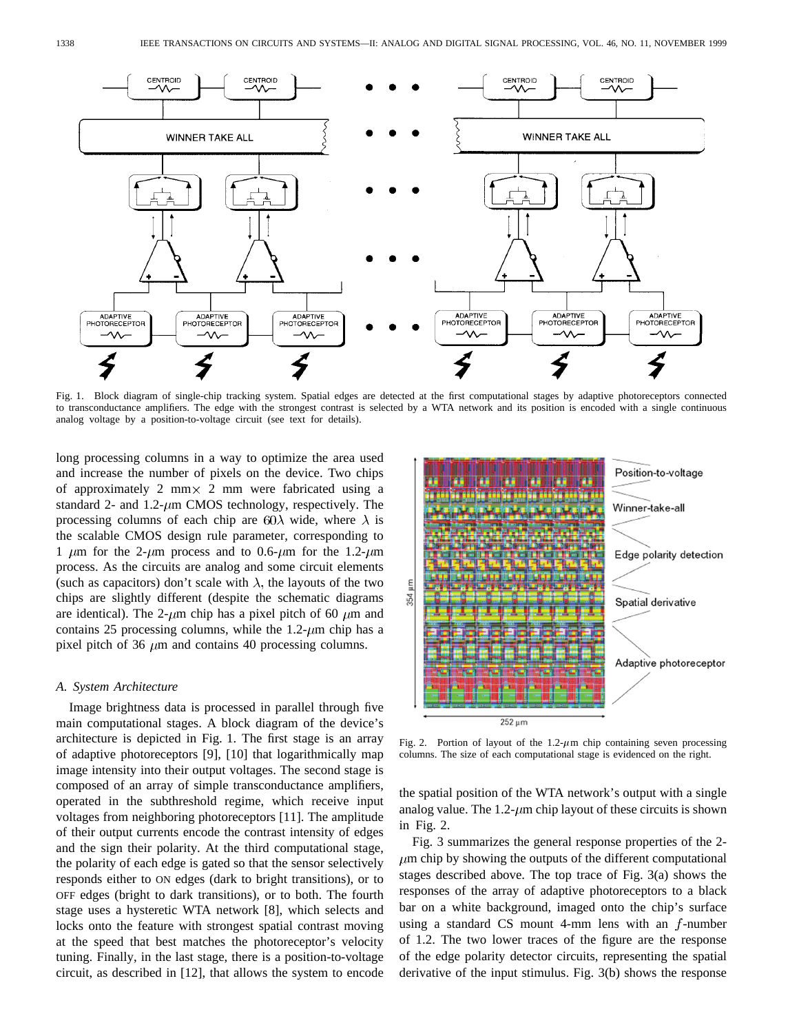Fig. 1. Block diagram of single-chip tracking system. Spatial edges are detected at the first computational stages by adaptive photoreceptors connected to transconductance amplifiers. The edge with the strongest contrast is selected by a WTA network and its position is encoded with a single continuous analog voltage by a position-to-voltage circuit (see text for details).

long processing columns in a way to optimize the area used and increase the number of pixels on the device. Two chips of approximately 2 mm× 2 mm were fabricated using a standard 2- and 1.2-$\mu$m CMOS technology, respectively. The processing columns of each chip are $60\lambda$ wide, where $\lambda$ is the scalable CMOS design rule parameter, corresponding to 1 $\mu$m for the 2-$\mu$m process and to 0.6-$\mu$m for the 1.2-$\mu$m process. As the circuits are analog and some circuit elements (such as capacitors) don't scale with $\lambda$, the layouts of the two chips are slightly different (despite the schematic diagrams are identical). The 2-$\mu$m chip has a pixel pitch of 60 $\mu$m and contains 25 processing columns, while the 1.2-$\mu$m chip has a pixel pitch of 36 $\mu$m and contains 40 processing columns.

### *A. System Architecture*

Image brightness data is processed in parallel through five main computational stages. A block diagram of the device's architecture is depicted in Fig. 1. The first stage is an array of adaptive photoreceptors [9], [10] that logarithmically map image intensity into their output voltages. The second stage is composed of an array of simple transconductance amplifiers, operated in the subthreshold regime, which receive input voltages from neighboring photoreceptors [11]. The amplitude of their output currents encode the contrast intensity of edges and the sign their polarity. At the third computational stage, the polarity of each edge is gated so that the sensor selectively responds either to ON edges (dark to bright transitions), or to OFF edges (bright to dark transitions), or to both. The fourth stage uses a hysteretic WTA network [8], which selects and locks onto the feature with strongest spatial contrast moving at the speed that best matches the photoreceptor's velocity tuning. Finally, in the last stage, there is a position-to-voltage circuit, as described in [12], that allows the system to encode the spatial position of the WTA network's output with a single analog value. The 1.2-$\mu$m chip layout of these circuits is shown in Fig. 2.

Fig. 2. Portion of layout of the 1.2-$\mu$m chip containing seven processing columns. The size of each computational stage is evidenced on the right.

Fig. 3 summarizes the general response properties of the 2-$\mu$m chip by showing the outputs of the different computational stages described above. The top trace of Fig. 3(a) shows the responses of the array of adaptive photoreceptors to a black bar on a white background, imaged onto the chip's surface using a standard CS mount 4-mm lens with an $f$-number of 1.2. The two lower traces of the figure are the response of the edge polarity detector circuits, representing the spatial derivative of the input stimulus. Fig. 3(b) shows the response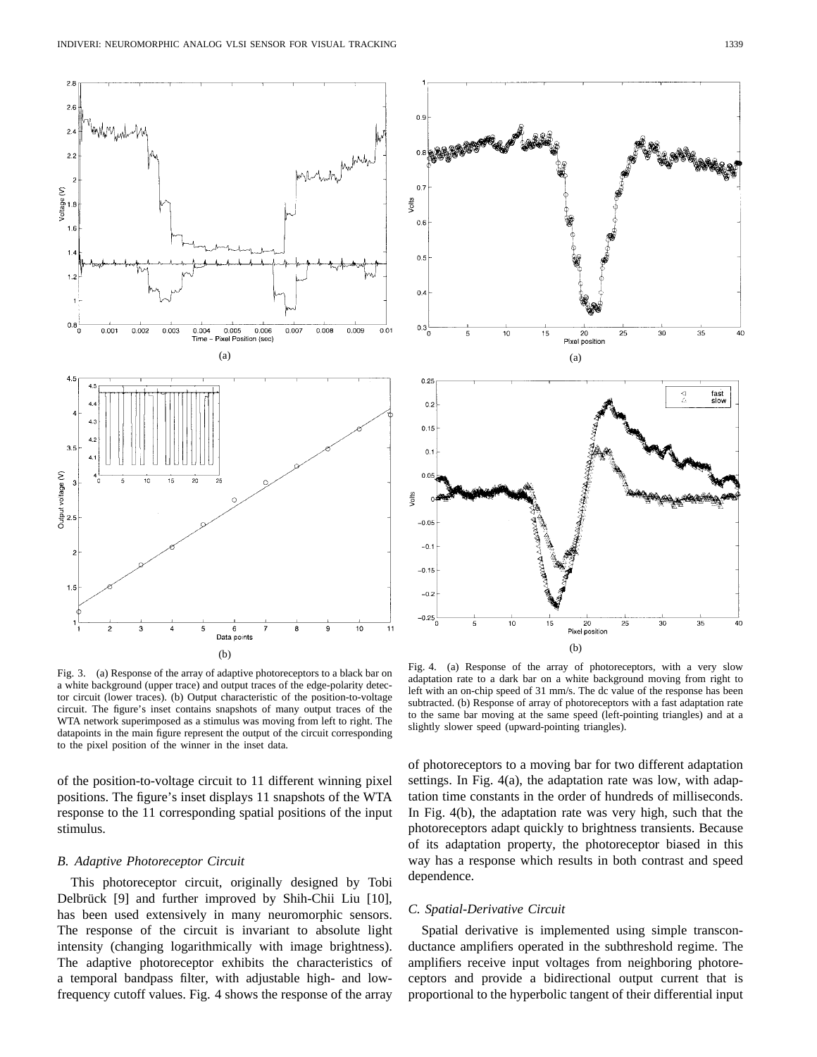Fig. 3. (a) Response of the array of adaptive photoreceptors to a black bar on a white background (upper trace) and output traces of the edge-polarity detector circuit (lower traces). (b) Output characteristic of the position-to-voltage circuit. The figure's inset contains snapshots of many output traces of the WTA network superimposed as a stimulus was moving from left to right. The datapoints in the main figure represent the output of the circuit corresponding to the pixel position of the winner in the inset data.

Fig. 4. (a) Response of the array of photoreceptors, with a very slow adaptation rate to a dark bar on a white background moving from right to left with an on-chip speed of 31 mm/s. The dc value of the response has been subtracted. (b) Response of array of photoreceptors with a fast adaptation rate to the same bar moving at the same speed (left-pointing triangles) and at a slightly slower speed (upward-pointing triangles).

of the position-to-voltage circuit to 11 different winning pixel positions. The figure's inset displays 11 snapshots of the WTA response to the 11 corresponding spatial positions of the input stimulus.

### *B. Adaptive Photoreceptor Circuit*

This photoreceptor circuit, originally designed by Tobi Delbrück [9] and further improved by Shih-Chii Liu [10], has been used extensively in many neuromorphic sensors. The response of the circuit is invariant to absolute light intensity (changing logarithmically with image brightness). The adaptive photoreceptor exhibits the characteristics of a temporal bandpass filter, with adjustable high- and low-frequency cutoff values. Fig. 4 shows the response of the array of photoreceptors to a moving bar for two different adaptation settings. In Fig. 4(a), the adaptation rate was low, with adaptation time constants in the order of hundreds of milliseconds. In Fig. 4(b), the adaptation rate was very high, such that the photoreceptors adapt quickly to brightness transients. Because of its adaptation property, the photoreceptor biased in this way has a response which results in both contrast and speed dependence.

### *C. Spatial-Derivative Circuit*

Spatial derivative is implemented using simple transconductance amplifiers operated in the subthreshold regime. The amplifiers receive input voltages from neighboring photoreceptors and provide a bidirectional output current that is proportional to the hyperbolic tangent of their differential input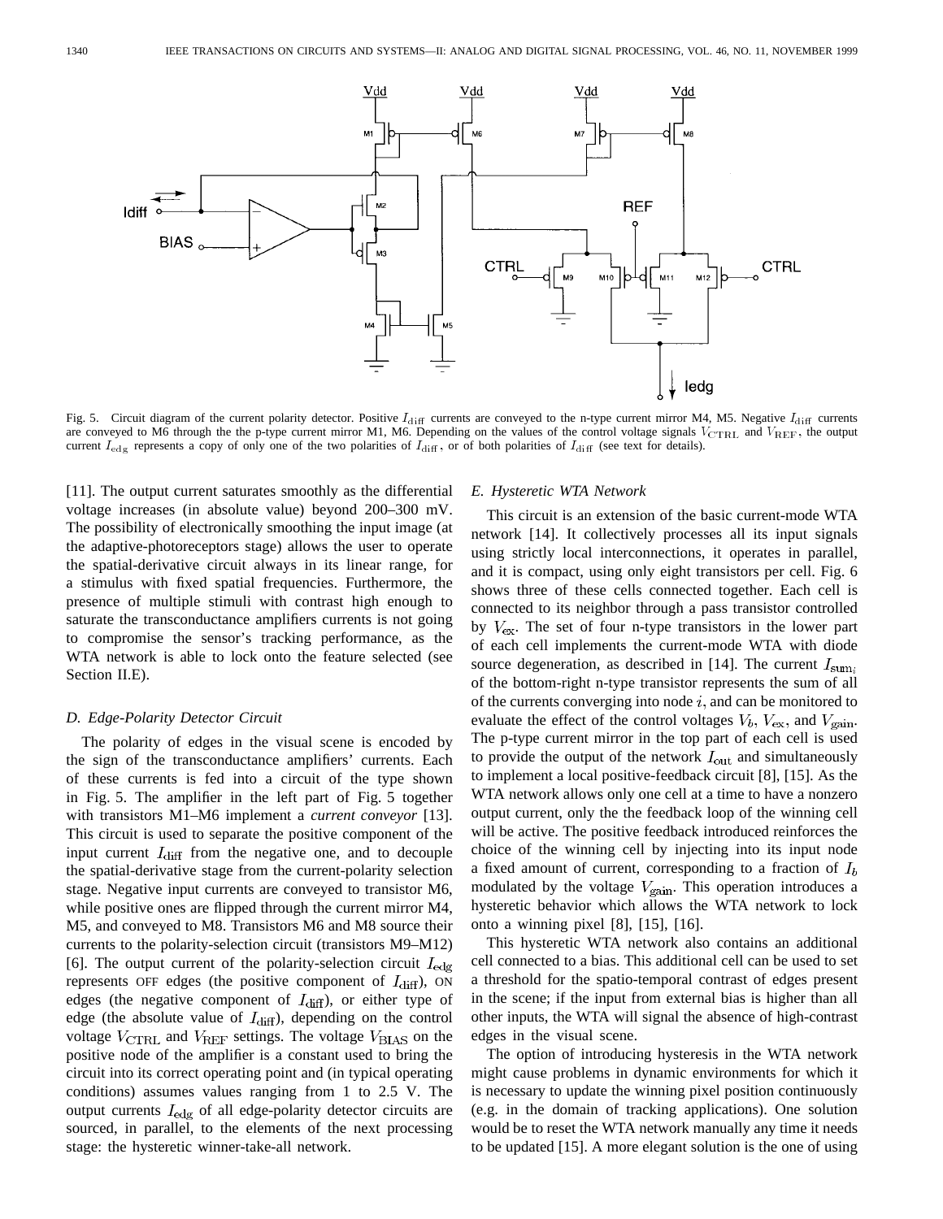Fig. 5. Circuit diagram of the current polarity detector. Positive $I_{\rm diff}$ currents are conveyed to the n-type current mirror M4, M5. Negative $I_{\rm diff}$ currents are conveyed to M6 through the the p-type current mirror M1, M6. Depending on the values of the control voltage signals $V_{\rm CTRL}$ and $V_{\rm REF}$, the output current $I_{\rm edg}$ represents a copy of only one of the two polarities of $I_{\rm diff}$, or of both polarities of $I_{\rm diff}$ (see text for details).

[11]. The output current saturates smoothly as the differential voltage increases (in absolute value) beyond 200–300 mV. The possibility of electronically smoothing the input image (at the adaptive-photoreceptors stage) allows the user to operate the spatial-derivative circuit always in its linear range, for a stimulus with fixed spatial frequencies. Furthermore, the presence of multiple stimuli with contrast high enough to saturate the transconductance amplifiers currents is not going to compromise the sensor's tracking performance, as the WTA network is able to lock onto the feature selected (see Section II.E).

### D. Edge-Polarity Detector Circuit

The polarity of edges in the visual scene is encoded by the sign of the transconductance amplifiers' currents. Each of these currents is fed into a circuit of the type shown in Fig. 5. The amplifier in the left part of Fig. 5 together with transistors M1–M6 implement a *current conveyor* [13]. This circuit is used to separate the positive component of the input current $I_{\rm diff}$ from the negative one, and to decouple the spatial-derivative stage from the current-polarity selection stage. Negative input currents are conveyed to transistor M6, while positive ones are flipped through the current mirror M4, M5, and conveyed to M8. Transistors M6 and M8 source their currents to the polarity-selection circuit (transistors M9–M12) [6]. The output current of the polarity-selection circuit $I_{\rm edg}$ represents OFF edges (the positive component of $I_{\rm diff}$), ON edges (the negative component of $I_{\rm diff}$), or either type of edge (the absolute value of $I_{\rm diff}$), depending on the control voltage $V_{\rm CTRL}$ and $V_{\rm REF}$ settings. The voltage $V_{\rm BIAS}$ on the positive node of the amplifier is a constant used to bring the circuit into its correct operating point and (in typical operating conditions) assumes values ranging from 1 to 2.5 V. The output currents $I_{\rm edg}$ of all edge-polarity detector circuits are sourced, in parallel, to the elements of the next processing stage: the hysteretic winner-take-all network.

### E. Hysteretic WTA Network

This circuit is an extension of the basic current-mode WTA network [14]. It collectively processes all its input signals using strictly local interconnections, it operates in parallel, and it is compact, using only eight transistors per cell. Fig. 6 shows three of these cells connected together. Each cell is connected to its neighbor through a pass transistor controlled by $V_{\rm ex}$. The set of four n-type transistors in the lower part of each cell implements the current-mode WTA with diode source degeneration, as described in [14]. The current $I_{{\rm sum}_i}$ of the bottom-right n-type transistor represents the sum of all of the currents converging into node $i$, and can be monitored to evaluate the effect of the control voltages $V_b$, $V_{\rm ex}$, and $V_{\rm gain}$. The p-type current mirror in the top part of each cell is used to provide the output of the network $I_{\rm out}$ and simultaneously to implement a local positive-feedback circuit [8], [15]. As the WTA network allows only one cell at a time to have a nonzero output current, only the the feedback loop of the winning cell will be active. The positive feedback introduced reinforces the choice of the winning cell by injecting into its input node a fixed amount of current, corresponding to a fraction of $I_b$ modulated by the voltage $V_{\rm gain}$. This operation introduces a hysteretic behavior which allows the WTA network to lock onto a winning pixel [8], [15], [16].

This hysteretic WTA network also contains an additional cell connected to a bias. This additional cell can be used to set a threshold for the spatio-temporal contrast of edges present in the scene; if the input from external bias is higher than all other inputs, the WTA will signal the absence of high-contrast edges in the visual scene.

The option of introducing hysteresis in the WTA network might cause problems in dynamic environments for which it is necessary to update the winning pixel position continuously (e.g. in the domain of tracking applications). One solution would be to reset the WTA network manually any time it needs to be updated [15]. A more elegant solution is the one of using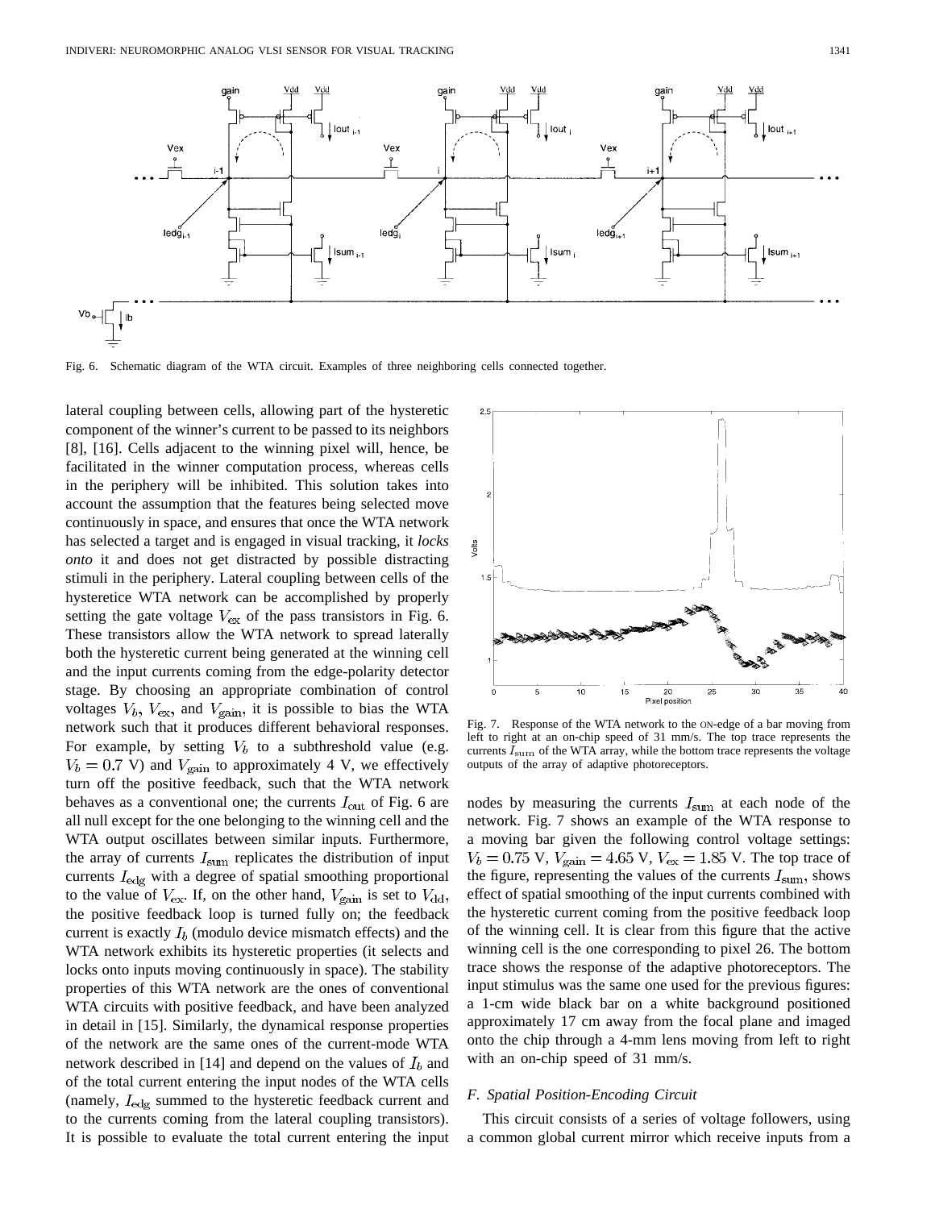Fig. 6. Schematic diagram of the WTA circuit. Examples of three neighboring cells connected together.

lateral coupling between cells, allowing part of the hysteretic component of the winner's current to be passed to its neighbors [8], [16]. Cells adjacent to the winning pixel will, hence, be facilitated in the winner computation process, whereas cells in the periphery will be inhibited. This solution takes into account the assumption that the features being selected move continuously in space, and ensures that once the WTA network has selected a target and is engaged in visual tracking, it *locks onto* it and does not get distracted by possible distracting stimuli in the periphery. Lateral coupling between cells of the hysteretice WTA network can be accomplished by properly setting the gate voltage $V_{ex}$ of the pass transistors in Fig. 6. These transistors allow the WTA network to spread laterally both the hysteretic current being generated at the winning cell and the input currents coming from the edge-polarity detector stage. By choosing an appropriate combination of control voltages $V_b$, $V_{ex}$, and $V_{gain}$, it is possible to bias the WTA network such that it produces different behavioral responses. For example, by setting $V_b$ to a subthreshold value (e.g. $V_b = 0.7$ V) and $V_{gain}$ to approximately 4 V, we effectively turn off the positive feedback, such that the WTA network behaves as a conventional one; the currents $I_{out}$ of Fig. 6 are all null except for the one belonging to the winning cell and the WTA output oscillates between similar inputs. Furthermore, the array of currents $I_{sum}$ replicates the distribution of input currents $I_{edg}$ with a degree of spatial smoothing proportional to the value of $V_{ex}$. If, on the other hand, $V_{gain}$ is set to $V_{dd}$, the positive feedback loop is turned fully on; the feedback current is exactly $I_b$ (modulo device mismatch effects) and the WTA network exhibits its hysteretic properties (it selects and locks onto inputs moving continuously in space). The stability properties of this WTA network are the ones of conventional WTA circuits with positive feedback, and have been analyzed in detail in [15]. Similarly, the dynamical response properties of the network are the same ones of the current-mode WTA network described in [14] and depend on the values of $I_b$ and of the total current entering the input nodes of the WTA cells (namely, $I_{edg}$ summed to the hysteretic feedback current and to the currents coming from the lateral coupling transistors). It is possible to evaluate the total current entering the input nodes by measuring the currents $I_{sum}$ at each node of the network. Fig. 7 shows an example of the WTA response to a moving bar given the following control voltage settings: $V_b = 0.75$ V, $V_{gain} = 4.65$ V, $V_{ex} = 1.85$ V. The top trace of the figure, representing the values of the currents $I_{sum}$, shows effect of spatial smoothing of the input currents combined with the hysteretic current coming from the positive feedback loop of the winning cell. It is clear from this figure that the active winning cell is the one corresponding to pixel 26. The bottom trace shows the response of the adaptive photoreceptors. The input stimulus was the same one used for the previous figures: a 1-cm wide black bar on a white background positioned approximately 17 cm away from the focal plane and imaged onto the chip through a 4-mm lens moving from left to right with an on-chip speed of 31 mm/s.

Fig. 7. Response of the WTA network to the ON-edge of a bar moving from left to right at an on-chip speed of 31 mm/s. The top trace represents the currents $I_{sum}$ of the WTA array, while the bottom trace represents the voltage outputs of the array of adaptive photoreceptors.

### F. Spatial Position-Encoding Circuit

This circuit consists of a series of voltage followers, using a common global current mirror which receive inputs from a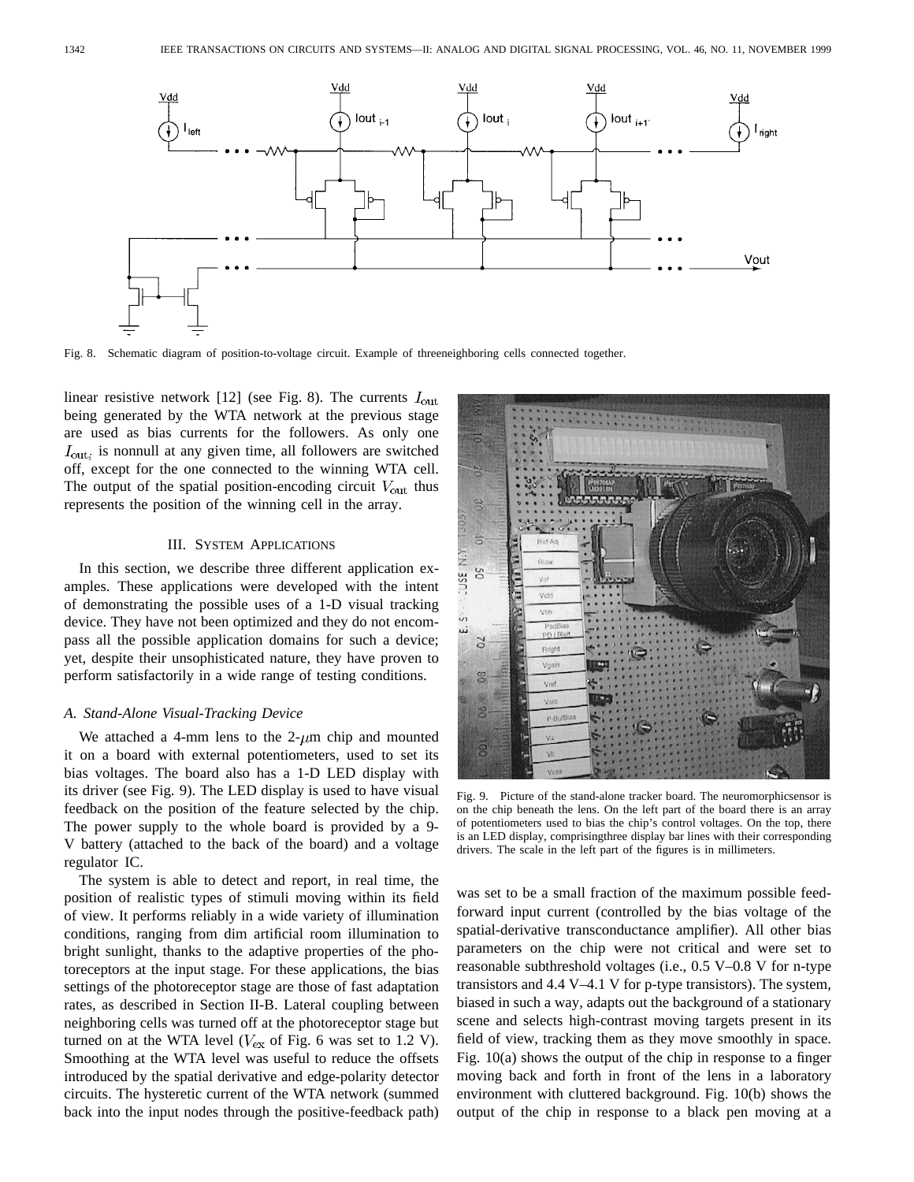Fig. 8. Schematic diagram of position-to-voltage circuit. Example of threeneighboring cells connected together.

linear resistive network [12] (see Fig. 8). The currents $I_{\text{out}}$ being generated by the WTA network at the previous stage are used as bias currents for the followers. As only one $I_{\text{out}_i}$ is nonnull at any given time, all followers are switched off, except for the one connected to the winning WTA cell. The output of the spatial position-encoding circuit $V_{\text{out}}$ thus represents the position of the winning cell in the array.

## III. System Applications

In this section, we describe three different application examples. These applications were developed with the intent of demonstrating the possible uses of a 1-D visual tracking device. They have not been optimized and they do not encompass all the possible application domains for such a device; yet, despite their unsophisticated nature, they have proven to perform satisfactorily in a wide range of testing conditions.

### *A. Stand-Alone Visual-Tracking Device*

We attached a 4-mm lens to the 2-$\mu$m chip and mounted it on a board with external potentiometers, used to set its bias voltages. The board also has a 1-D LED display with its driver (see Fig. 9). The LED display is used to have visual feedback on the position of the feature selected by the chip. The power supply to the whole board is provided by a 9-V battery (attached to the back of the board) and a voltage regulator IC.

The system is able to detect and report, in real time, the position of realistic types of stimuli moving within its field of view. It performs reliably in a wide variety of illumination conditions, ranging from dim artificial room illumination to bright sunlight, thanks to the adaptive properties of the photoreceptors at the input stage. For these applications, the bias settings of the photoreceptor stage are those of fast adaptation rates, as described in Section II-B. Lateral coupling between neighboring cells was turned off at the photoreceptor stage but turned on at the WTA level ($V_{\text{ex}}$ of Fig. 6 was set to 1.2 V). Smoothing at the WTA level was useful to reduce the offsets introduced by the spatial derivative and edge-polarity detector circuits. The hysteretic current of the WTA network (summed back into the input nodes through the positive-feedback path) was set to be a small fraction of the maximum possible feedforward input current (controlled by the bias voltage of the spatial-derivative transconductance amplifier). All other bias parameters on the chip were not critical and were set to reasonable subthreshold voltages (i.e., 0.5 V–0.8 V for n-type transistors and 4.4 V–4.1 V for p-type transistors). The system, biased in such a way, adapts out the background of a stationary scene and selects high-contrast moving targets present in its field of view, tracking them as they move smoothly in space. Fig. 10(a) shows the output of the chip in response to a finger moving back and forth in front of the lens in a laboratory environment with cluttered background. Fig. 10(b) shows the output of the chip in response to a black pen moving at a

Fig. 9. Picture of the stand-alone tracker board. The neuromorphicsensor is on the chip beneath the lens. On the left part of the board there is an array of potentiometers used to bias the chip's control voltages. On the top, there is an LED display, comprisingthree display bar lines with their corresponding drivers. The scale in the left part of the figures is in millimeters.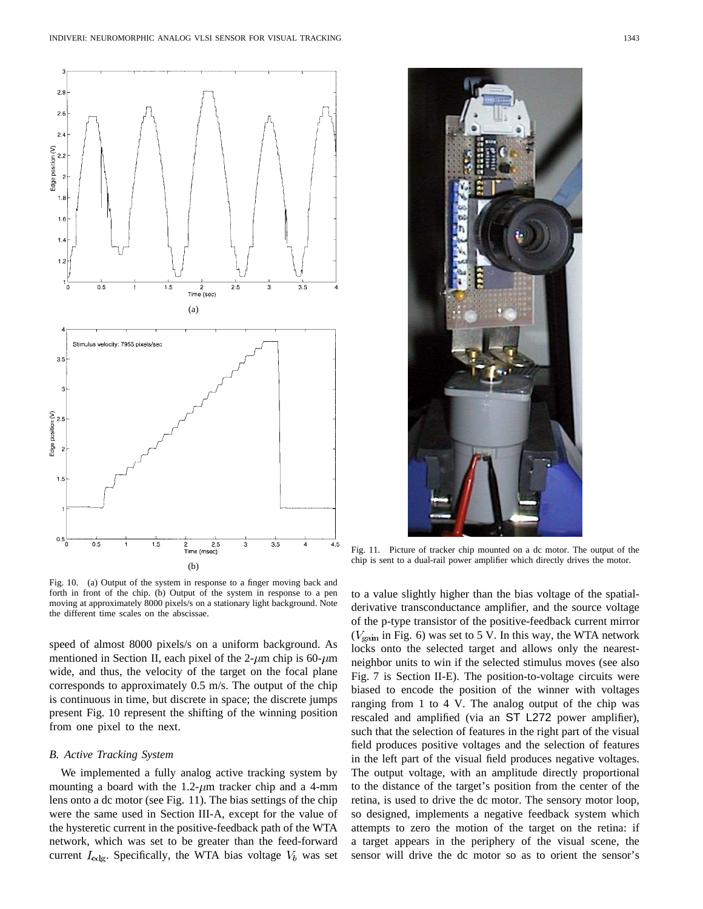Fig. 10. (a) Output of the system in response to a finger moving back and forth in front of the chip. (b) Output of the system in response to a pen moving at approximately 8000 pixels/s on a stationary light background. Note the different time scales on the abscissae.

speed of almost 8000 pixels/s on a uniform background. As mentioned in Section II, each pixel of the 2-$\mu$m chip is 60-$\mu$m wide, and thus, the velocity of the target on the focal plane corresponds to approximately 0.5 m/s. The output of the chip is continuous in time, but discrete in space; the discrete jumps present Fig. 10 represent the shifting of the winning position from one pixel to the next.

### *B. Active Tracking System*

We implemented a fully analog active tracking system by mounting a board with the 1.2-$\mu$m tracker chip and a 4-mm lens onto a dc motor (see Fig. 11). The bias settings of the chip were the same used in Section III-A, except for the value of the hysteretic current in the positive-feedback path of the WTA network, which was set to be greater than the feed-forward current $I_{\text{edg}}$. Specifically, the WTA bias voltage $V_b$ was set to a value slightly higher than the bias voltage of the spatial-derivative transconductance amplifier, and the source voltage of the p-type transistor of the positive-feedback current mirror ($V_{\text{gain}}$ in Fig. 6) was set to 5 V. In this way, the WTA network locks onto the selected target and allows only the nearest-neighbor units to win if the selected stimulus moves (see also Fig. 7 is Section II-E). The position-to-voltage circuits were biased to encode the position of the winner with voltages ranging from 1 to 4 V. The analog output of the chip was rescaled and amplified (via an ST L272 power amplifier), such that the selection of features in the right part of the visual field produces positive voltages and the selection of features in the left part of the visual field produces negative voltages. The output voltage, with an amplitude directly proportional to the distance of the target's position from the center of the retina, is used to drive the dc motor. The sensory motor loop, so designed, implements a negative feedback system which attempts to zero the motion of the target on the retina: if a target appears in the periphery of the visual scene, the sensor will drive the dc motor so as to orient the sensor's

Fig. 11. Picture of tracker chip mounted on a dc motor. The output of the chip is sent to a dual-rail power amplifier which directly drives the motor.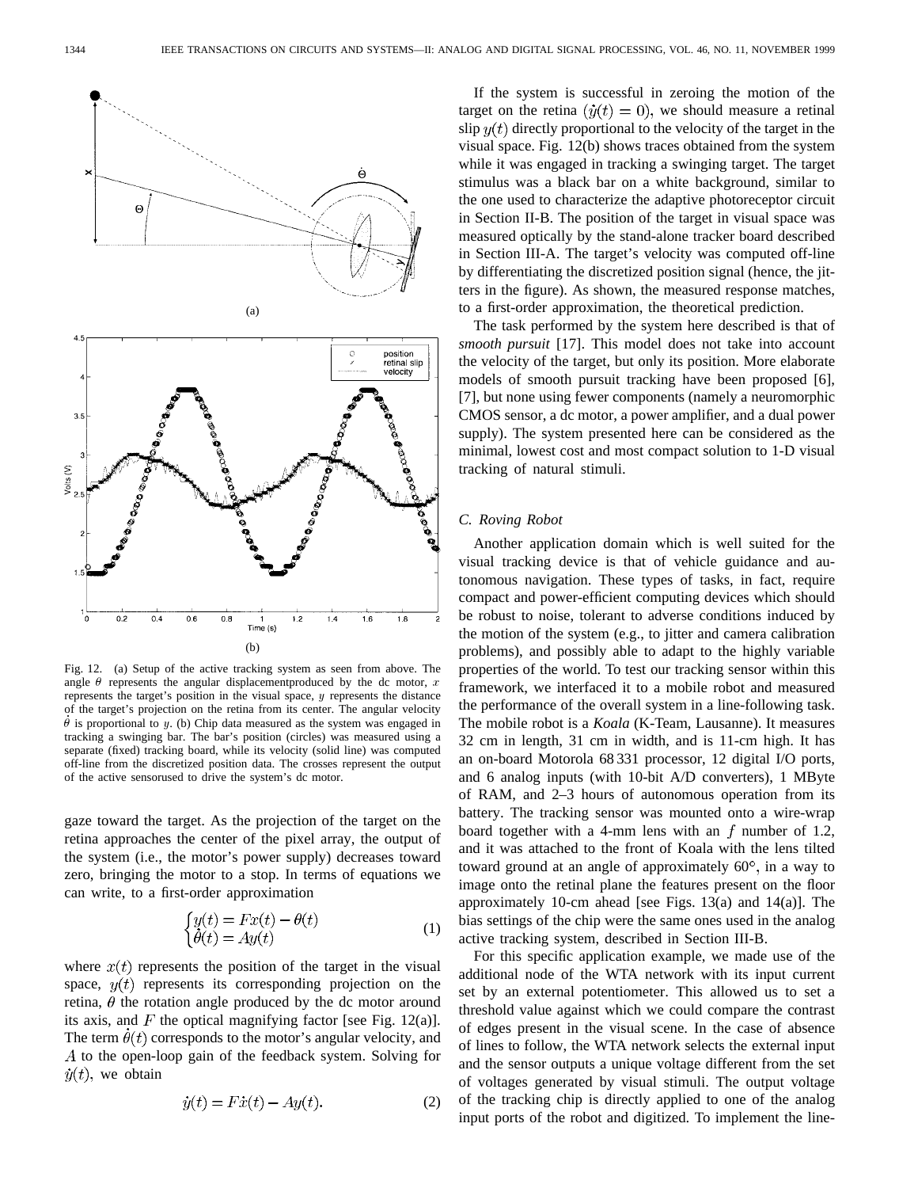Fig. 12. (a) Setup of the active tracking system as seen from above. The angle $\theta$ represents the angular displacementproduced by the dc motor, $x$ represents the target's position in the visual space, $y$ represents the distance of the target's projection on the retina from its center. The angular velocity $\dot{\theta}$ is proportional to $y$. (b) Chip data measured as the system was engaged in tracking a swinging bar. The bar's position (circles) was measured using a separate (fixed) tracking board, while its velocity (solid line) was computed off-line from the discretized position data. The crosses represent the output of the active sensorused to drive the system's dc motor.

gaze toward the target. As the projection of the target on the retina approaches the center of the pixel array, the output of the system (i.e., the motor's power supply) decreases toward zero, bringing the motor to a stop. In terms of equations we can write, to a first-order approximation

$$\begin{cases} y(t) = Fx(t) - \theta(t) \\ \dot{\theta}(t) = Ay(t) \end{cases} \tag{1}$$

where $x(t)$ represents the position of the target in the visual space, $y(t)$ represents its corresponding projection on the retina, $\theta$ the rotation angle produced by the dc motor around its axis, and $F$ the optical magnifying factor [see Fig. 12(a)]. The term $\dot{\theta}(t)$ corresponds to the motor's angular velocity, and $A$ to the open-loop gain of the feedback system. Solving for $\dot{y}(t)$, we obtain

$$\dot{y}(t) = F\dot{x}(t) - Ay(t). \tag{2}$$

If the system is successful in zeroing the motion of the target on the retina ($\dot{y}(t) = 0$), we should measure a retinal slip $y(t)$ directly proportional to the velocity of the target in the visual space. Fig. 12(b) shows traces obtained from the system while it was engaged in tracking a swinging target. The target stimulus was a black bar on a white background, similar to the one used to characterize the adaptive photoreceptor circuit in Section II-B. The position of the target in visual space was measured optically by the stand-alone tracker board described in Section III-A. The target's velocity was computed off-line by differentiating the discretized position signal (hence, the jitters in the figure). As shown, the measured response matches, to a first-order approximation, the theoretical prediction.

The task performed by the system here described is that of *smooth pursuit* [17]. This model does not take into account the velocity of the target, but only its position. More elaborate models of smooth pursuit tracking have been proposed [6], [7], but none using fewer components (namely a neuromorphic CMOS sensor, a dc motor, a power amplifier, and a dual power supply). The system presented here can be considered as the minimal, lowest cost and most compact solution to 1-D visual tracking of natural stimuli.

### C. Roving Robot

Another application domain which is well suited for the visual tracking device is that of vehicle guidance and autonomous navigation. These types of tasks, in fact, require compact and power-efficient computing devices which should be robust to noise, tolerant to adverse conditions induced by the motion of the system (e.g., to jitter and camera calibration problems), and possibly able to adapt to the highly variable properties of the world. To test our tracking sensor within this framework, we interfaced it to a mobile robot and measured the performance of the overall system in a line-following task. The mobile robot is a *Koala* (K-Team, Lausanne). It measures 32 cm in length, 31 cm in width, and is 11-cm high. It has an on-board Motorola 68 331 processor, 12 digital I/O ports, and 6 analog inputs (with 10-bit A/D converters), 1 MByte of RAM, and 2–3 hours of autonomous operation from its battery. The tracking sensor was mounted onto a wire-wrap board together with a 4-mm lens with an $f$ number of 1.2, and it was attached to the front of Koala with the lens tilted toward ground at an angle of approximately 60°, in a way to image onto the retinal plane the features present on the floor approximately 10-cm ahead [see Figs. 13(a) and 14(a)]. The bias settings of the chip were the same ones used in the analog active tracking system, described in Section III-B.

For this specific application example, we made use of the additional node of the WTA network with its input current set by an external potentiometer. This allowed us to set a threshold value against which we could compare the contrast of edges present in the visual scene. In the case of absence of lines to follow, the WTA network selects the external input and the sensor outputs a unique voltage different from the set of voltages generated by visual stimuli. The output voltage of the tracking chip is directly applied to one of the analog input ports of the robot and digitized. To implement the line-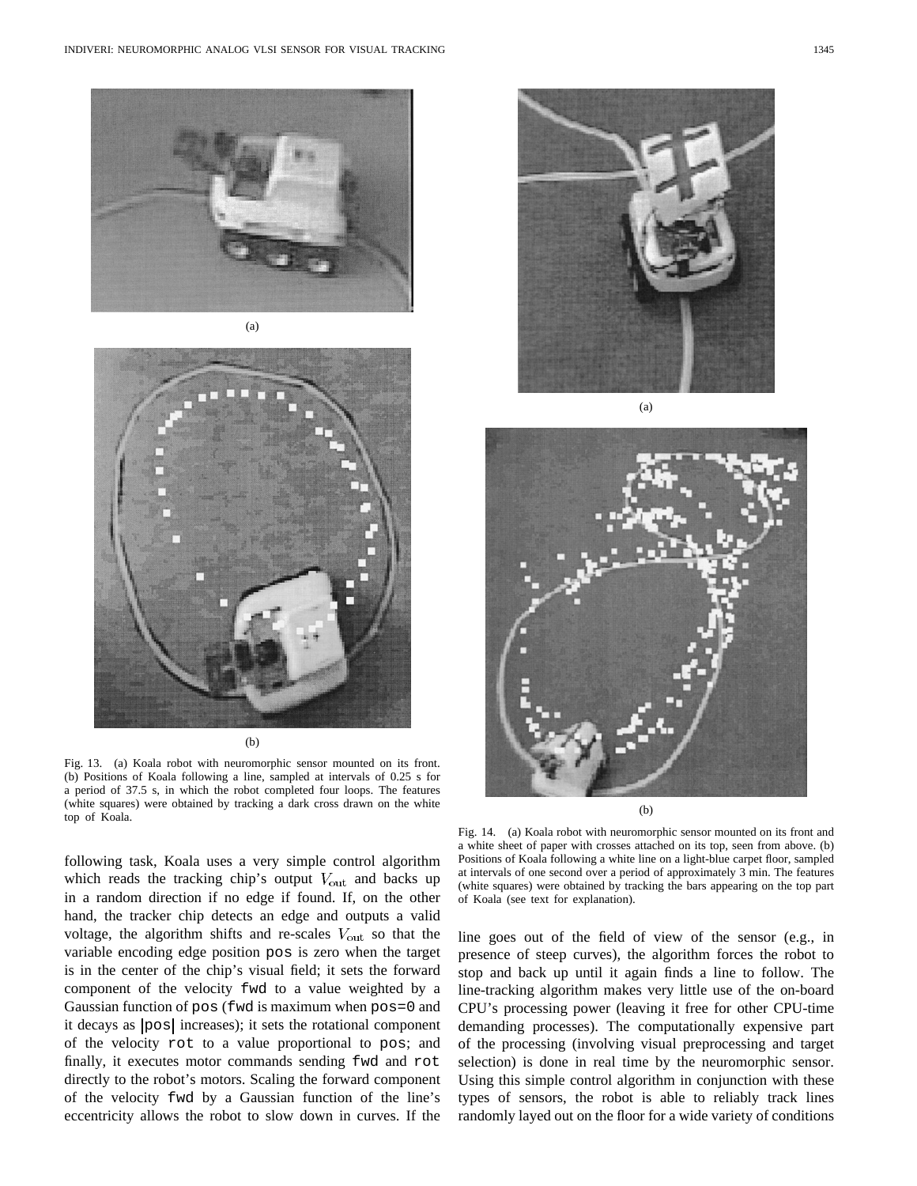(a)

(b)

Fig. 13. (a) Koala robot with neuromorphic sensor mounted on its front. (b) Positions of Koala following a line, sampled at intervals of 0.25 s for a period of 37.5 s, in which the robot completed four loops. The features (white squares) were obtained by tracking a dark cross drawn on the white top of Koala.

(a)

(b)

Fig. 14. (a) Koala robot with neuromorphic sensor mounted on its front and a white sheet of paper with crosses attached on its top, seen from above. (b) Positions of Koala following a white line on a light-blue carpet floor, sampled at intervals of one second over a period of approximately 3 min. The features (white squares) were obtained by tracking the bars appearing on the top part of Koala (see text for explanation).

following task, Koala uses a very simple control algorithm which reads the tracking chip's output $V_{\rm out}$ and backs up in a random direction if no edge if found. If, on the other hand, the tracker chip detects an edge and outputs a valid voltage, the algorithm shifts and re-scales $V_{\rm out}$ so that the variable encoding edge position `pos` is zero when the target is in the center of the chip's visual field; it sets the forward component of the velocity `fwd` to a value weighted by a Gaussian function of `pos` (`fwd` is maximum when `pos=0` and it decays as |`pos`| increases); it sets the rotational component of the velocity `rot` to a value proportional to `pos`; and finally, it executes motor commands sending `fwd` and `rot` directly to the robot's motors. Scaling the forward component of the velocity `fwd` by a Gaussian function of the line's eccentricity allows the robot to slow down in curves. If the line goes out of the field of view of the sensor (e.g., in presence of steep curves), the algorithm forces the robot to stop and back up until it again finds a line to follow. The line-tracking algorithm makes very little use of the on-board CPU's processing power (leaving it free for other CPU-time demanding processes). The computationally expensive part of the processing (involving visual preprocessing and target selection) is done in real time by the neuromorphic sensor. Using this simple control algorithm in conjunction with these types of sensors, the robot is able to reliably track lines randomly layed out on the floor for a wide variety of conditions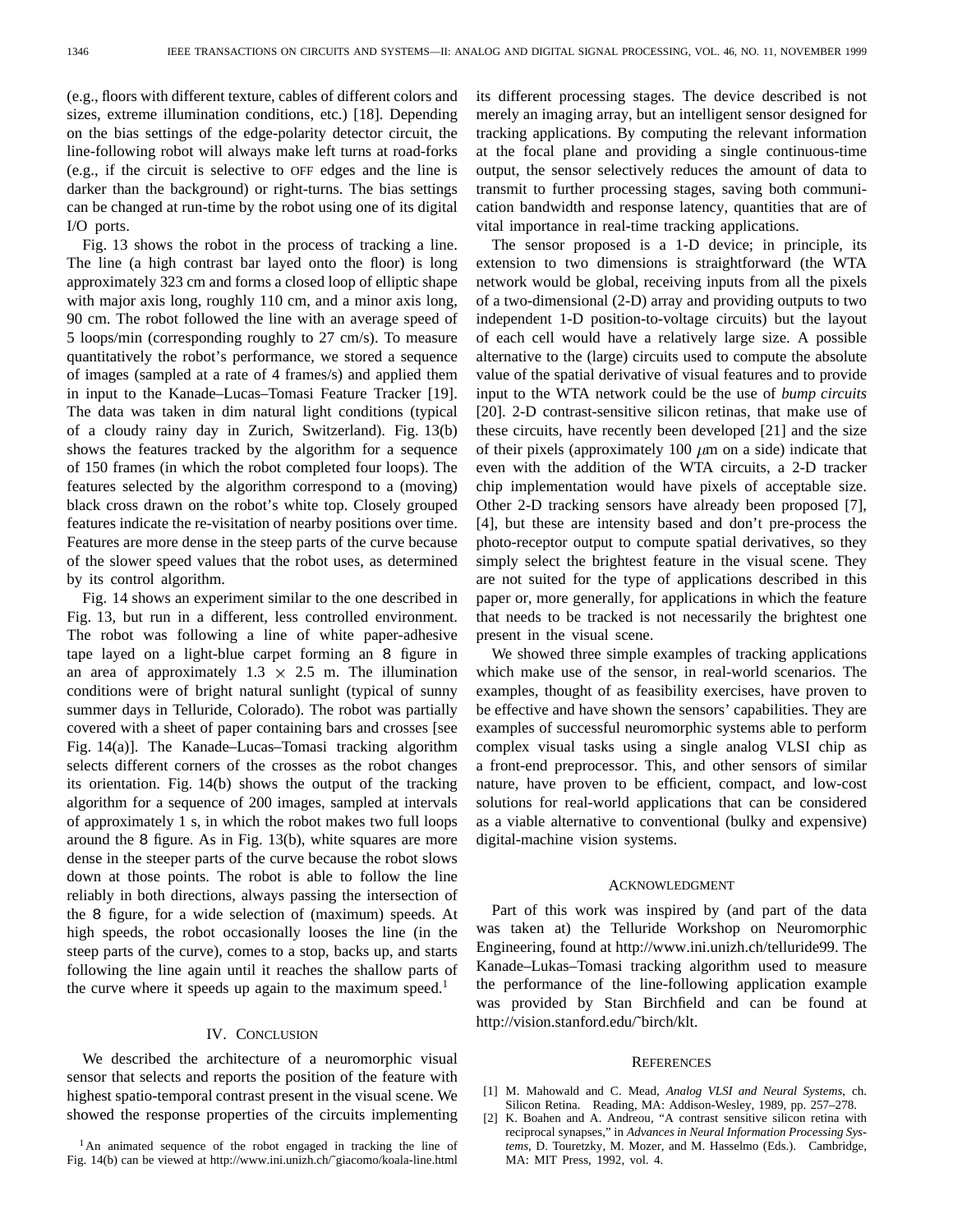(e.g., floors with different texture, cables of different colors and sizes, extreme illumination conditions, etc.) [18]. Depending on the bias settings of the edge-polarity detector circuit, the line-following robot will always make left turns at road-forks (e.g., if the circuit is selective to OFF edges and the line is darker than the background) or right-turns. The bias settings can be changed at run-time by the robot using one of its digital I/O ports.

Fig. 13 shows the robot in the process of tracking a line. The line (a high contrast bar layed onto the floor) is long approximately 323 cm and forms a closed loop of elliptic shape with major axis long, roughly 110 cm, and a minor axis long, 90 cm. The robot followed the line with an average speed of 5 loops/min (corresponding roughly to 27 cm/s). To measure quantitatively the robot's performance, we stored a sequence of images (sampled at a rate of 4 frames/s) and applied them in input to the Kanade–Lucas–Tomasi Feature Tracker [19]. The data was taken in dim natural light conditions (typical of a cloudy rainy day in Zurich, Switzerland). Fig. 13(b) shows the features tracked by the algorithm for a sequence of 150 frames (in which the robot completed four loops). The features selected by the algorithm correspond to a (moving) black cross drawn on the robot's white top. Closely grouped features indicate the re-visitation of nearby positions over time. Features are more dense in the steep parts of the curve because of the slower speed values that the robot uses, as determined by its control algorithm.

Fig. 14 shows an experiment similar to the one described in Fig. 13, but run in a different, less controlled environment. The robot was following a line of white paper-adhesive tape layed on a light-blue carpet forming an 8 figure in an area of approximately 1.3 $\times$ 2.5 m. The illumination conditions were of bright natural sunlight (typical of sunny summer days in Telluride, Colorado). The robot was partially covered with a sheet of paper containing bars and crosses [see Fig. 14(a)]. The Kanade–Lucas–Tomasi tracking algorithm selects different corners of the crosses as the robot changes its orientation. Fig. 14(b) shows the output of the tracking algorithm for a sequence of 200 images, sampled at intervals of approximately 1 s, in which the robot makes two full loops around the 8 figure. As in Fig. 13(b), white squares are more dense in the steeper parts of the curve because the robot slows down at those points. The robot is able to follow the line reliably in both directions, always passing the intersection of the 8 figure, for a wide selection of (maximum) speeds. At high speeds, the robot occasionally looses the line (in the steep parts of the curve), comes to a stop, backs up, and starts following the line again until it reaches the shallow parts of the curve where it speeds up again to the maximum speed.[1]

## IV. Conclusion

We described the architecture of a neuromorphic visual sensor that selects and reports the position of the feature with highest spatio-temporal contrast present in the visual scene. We showed the response properties of the circuits implementing its different processing stages. The device described is not merely an imaging array, but an intelligent sensor designed for tracking applications. By computing the relevant information at the focal plane and providing a single continuous-time output, the sensor selectively reduces the amount of data to transmit to further processing stages, saving both communication bandwidth and response latency, quantities that are of vital importance in real-time tracking applications.

The sensor proposed is a 1-D device; in principle, its extension to two dimensions is straightforward (the WTA network would be global, receiving inputs from all the pixels of a two-dimensional (2-D) array and providing outputs to two independent 1-D position-to-voltage circuits) but the layout of each cell would have a relatively large size. A possible alternative to the (large) circuits used to compute the absolute value of the spatial derivative of visual features and to provide input to the WTA network could be the use of *bump circuits* [20]. 2-D contrast-sensitive silicon retinas, that make use of these circuits, have recently been developed [21] and the size of their pixels (approximately 100 $\mu$m on a side) indicate that even with the addition of the WTA circuits, a 2-D tracker chip implementation would have pixels of acceptable size. Other 2-D tracking sensors have already been proposed [7], [4], but these are intensity based and don't pre-process the photo-receptor output to compute spatial derivatives, so they simply select the brightest feature in the visual scene. They are not suited for the type of applications described in this paper or, more generally, for applications in which the feature that needs to be tracked is not necessarily the brightest one present in the visual scene.

We showed three simple examples of tracking applications which make use of the sensor, in real-world scenarios. The examples, thought of as feasibility exercises, have proven to be effective and have shown the sensors' capabilities. They are examples of successful neuromorphic systems able to perform complex visual tasks using a single analog VLSI chip as a front-end preprocessor. This, and other sensors of similar nature, have proven to be efficient, compact, and low-cost solutions for real-world applications that can be considered as a viable alternative to conventional (bulky and expensive) digital-machine vision systems.

## Acknowledgment

Part of this work was inspired by (and part of the data was taken at) the Telluride Workshop on Neuromorphic Engineering, found at http://www.ini.unizh.ch/telluride99. The Kanade–Lukas–Tomasi tracking algorithm used to measure the performance of the line-following application example was provided by Stan Birchfield and can be found at http://vision.stanford.edu/˜birch/klt.

[1] An animated sequence of the robot engaged in tracking the line of Fig. 14(b) can be viewed at http://www.ini.unizh.ch/˜giacomo/koala-line.html

## References

[1] M. Mahowald and C. Mead, *Analog VLSI and Neural Systems*, ch. Silicon Retina. Reading, MA: Addison-Wesley, 1989, pp. 257–278.

[2] K. Boahen and A. Andreou, "A contrast sensitive silicon retina with reciprocal synapses," in *Advances in Neural Information Processing Systems*, D. Touretzky, M. Mozer, and M. Hasselmo (Eds.). Cambridge, MA: MIT Press, 1992, vol. 4.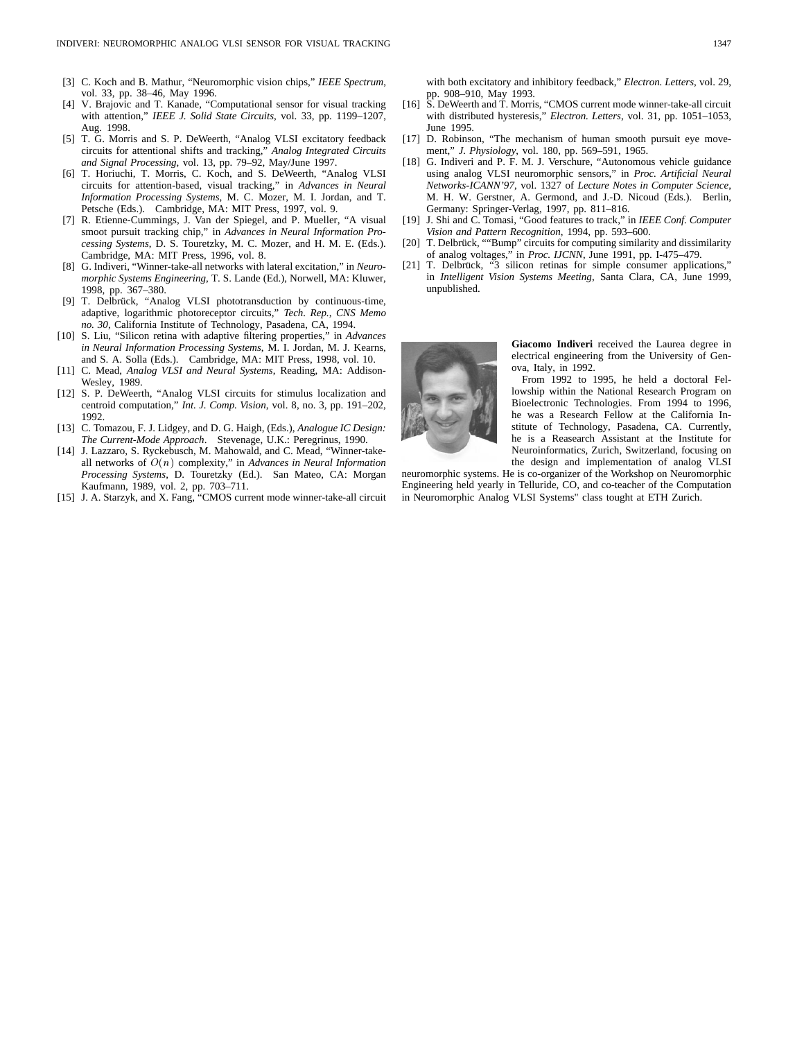[3] C. Koch and B. Mathur, "Neuromorphic vision chips," *IEEE Spectrum*, vol. 33, pp. 38–46, May 1996.

[4] V. Brajovic and T. Kanade, "Computational sensor for visual tracking with attention," *IEEE J. Solid State Circuits*, vol. 33, pp. 1199–1207, Aug. 1998.

[5] T. G. Morris and S. P. DeWeerth, "Analog VLSI excitatory feedback circuits for attentional shifts and tracking," *Analog Integrated Circuits and Signal Processing*, vol. 13, pp. 79–92, May/June 1997.

[6] T. Horiuchi, T. Morris, C. Koch, and S. DeWeerth, "Analog VLSI circuits for attention-based, visual tracking," in *Advances in Neural Information Processing Systems*, M. C. Mozer, M. I. Jordan, and T. Petsche (Eds.). Cambridge, MA: MIT Press, 1997, vol. 9.

[7] R. Etienne-Cummings, J. Van der Spiegel, and P. Mueller, "A visual smoot pursuit tracking chip," in *Advances in Neural Information Processing Systems*, D. S. Touretzky, M. C. Mozer, and H. M. E. (Eds.). Cambridge, MA: MIT Press, 1996, vol. 8.

[8] G. Indiveri, "Winner-take-all networks with lateral excitation," in *Neuromorphic Systems Engineering*, T. S. Lande (Ed.), Norwell, MA: Kluwer, 1998, pp. 367–380.

[9] T. Delbrück, "Analog VLSI phototransduction by continuous-time, adaptive, logarithmic photoreceptor circuits," *Tech. Rep., CNS Memo no. 30*, California Institute of Technology, Pasadena, CA, 1994.

[10] S. Liu, "Silicon retina with adaptive filtering properties," in *Advances in Neural Information Processing Systems*, M. I. Jordan, M. J. Kearns, and S. A. Solla (Eds.). Cambridge, MA: MIT Press, 1998, vol. 10.

[11] C. Mead, *Analog VLSI and Neural Systems*, Reading, MA: Addison-Wesley, 1989.

[12] S. P. DeWeerth, "Analog VLSI circuits for stimulus localization and centroid computation," *Int. J. Comp. Vision*, vol. 8, no. 3, pp. 191–202, 1992.

[13] C. Tomazou, F. J. Lidgey, and D. G. Haigh, (Eds.), *Analogue IC Design: The Current-Mode Approach*. Stevenage, U.K.: Peregrinus, 1990.

[14] J. Lazzaro, S. Ryckebusch, M. Mahowald, and C. Mead, "Winner-take-all networks of $O(n)$ complexity," in *Advances in Neural Information Processing Systems*, D. Touretzky (Ed.). San Mateo, CA: Morgan Kaufmann, 1989, vol. 2, pp. 703–711.

[15] J. A. Starzyk, and X. Fang, "CMOS current mode winner-take-all circuit with both excitatory and inhibitory feedback," *Electron. Letters*, vol. 29, pp. 908–910, May 1993.

[16] S. DeWeerth and T. Morris, "CMOS current mode winner-take-all circuit with distributed hysteresis," *Electron. Letters*, vol. 31, pp. 1051–1053, June 1995.

[17] D. Robinson, "The mechanism of human smooth pursuit eye movement," *J. Physiology*, vol. 180, pp. 569–591, 1965.

[18] G. Indiveri and P. F. M. J. Verschure, "Autonomous vehicle guidance using analog VLSI neuromorphic sensors," in *Proc. Artificial Neural Networks-ICANN'97*, vol. 1327 of *Lecture Notes in Computer Science*, M. H. W. Gerstner, A. Germond, and J.-D. Nicoud (Eds.). Berlin, Germany: Springer-Verlag, 1997, pp. 811–816.

[19] J. Shi and C. Tomasi, "Good features to track," in *IEEE Conf. Computer Vision and Pattern Recognition*, 1994, pp. 593–600.

[20] T. Delbrück, ""Bump" circuits for computing similarity and dissimilarity of analog voltages," in *Proc. IJCNN*, June 1991, pp. I-475–479.

[21] T. Delbrück, "3 silicon retinas for simple consumer applications," in *Intelligent Vision Systems Meeting*, Santa Clara, CA, June 1999, unpublished.

**Giacomo Indiveri** received the Laurea degree in electrical engineering from the University of Genova, Italy, in 1992.

From 1992 to 1995, he held a doctoral Fellowship within the National Research Program on Bioelectronic Technologies. From 1994 to 1996, he was a Research Fellow at the California Institute of Technology, Pasadena, CA. Currently, he is a Reasearch Assistant at the Institute for Neuroinformatics, Zurich, Switzerland, focusing on the design and implementation of analog VLSI neuromorphic systems. He is co-organizer of the Workshop on Neuromorphic Engineering held yearly in Telluride, CO, and co-teacher of the Computation in Neuromorphic Analog VLSI Systems" class tought at ETH Zurich.